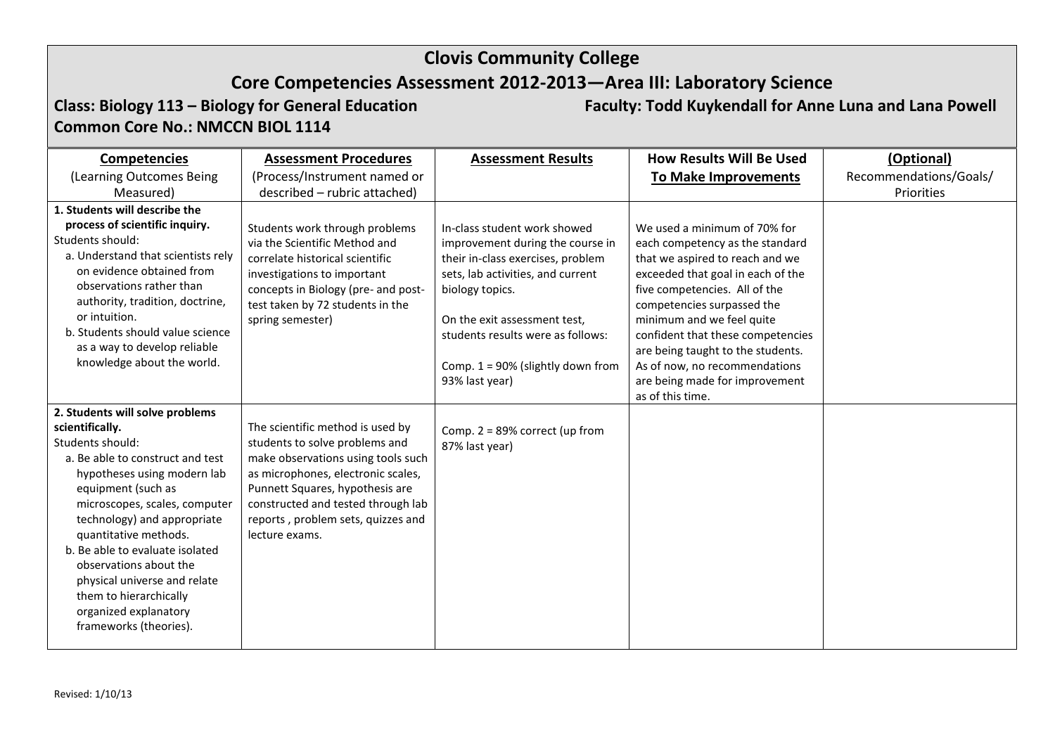# Clovis Community College

## Core Competencies Assessment 2012-2013—Area III: Laboratory Science

**Class: Biology 113 – Biology for General Education** **Faculty: Todd Kuykendall for Anne Luna and Lana Powell**

**Common Core No.: NMCCN BIOL 1114**

| **Competencies** (Learning Outcomes Being Measured) | **Assessment Procedures** (Process/Instrument named or described – rubric attached) | **Assessment Results** | **How Results Will Be Used To Make Improvements** | **(Optional)** Recommendations/Goals/ Priorities |
|---|---|---|---|---|
| **1. Students will describe the process of scientific inquiry.** Students should: a. Understand that scientists rely on evidence obtained from observations rather than authority, tradition, doctrine, or intuition. b. Students should value science as a way to develop reliable knowledge about the world. | Students work through problems via the Scientific Method and correlate historical scientific investigations to important concepts in Biology (pre- and post-test taken by 72 students in the spring semester) | In-class student work showed improvement during the course in their in-class exercises, problem sets, lab activities, and current biology topics. On the exit assessment test, students results were as follows: Comp. 1 = 90% (slightly down from 93% last year) | We used a minimum of 70% for each competency as the standard that we aspired to reach and we exceeded that goal in each of the five competencies. All of the competencies surpassed the minimum and we feel quite confident that these competencies are being taught to the students. As of now, no recommendations are being made for improvement as of this time. | |
| **2. Students will solve problems scientifically.** Students should: a. Be able to construct and test hypotheses using modern lab equipment (such as microscopes, scales, computer technology) and appropriate quantitative methods. b. Be able to evaluate isolated observations about the physical universe and relate them to hierarchically organized explanatory frameworks (theories). | The scientific method is used by students to solve problems and make observations using tools such as microphones, electronic scales, Punnett Squares, hypothesis are constructed and tested through lab reports , problem sets, quizzes and lecture exams. | Comp. 2 = 89% correct (up from 87% last year) | | |

Revised: 1/10/13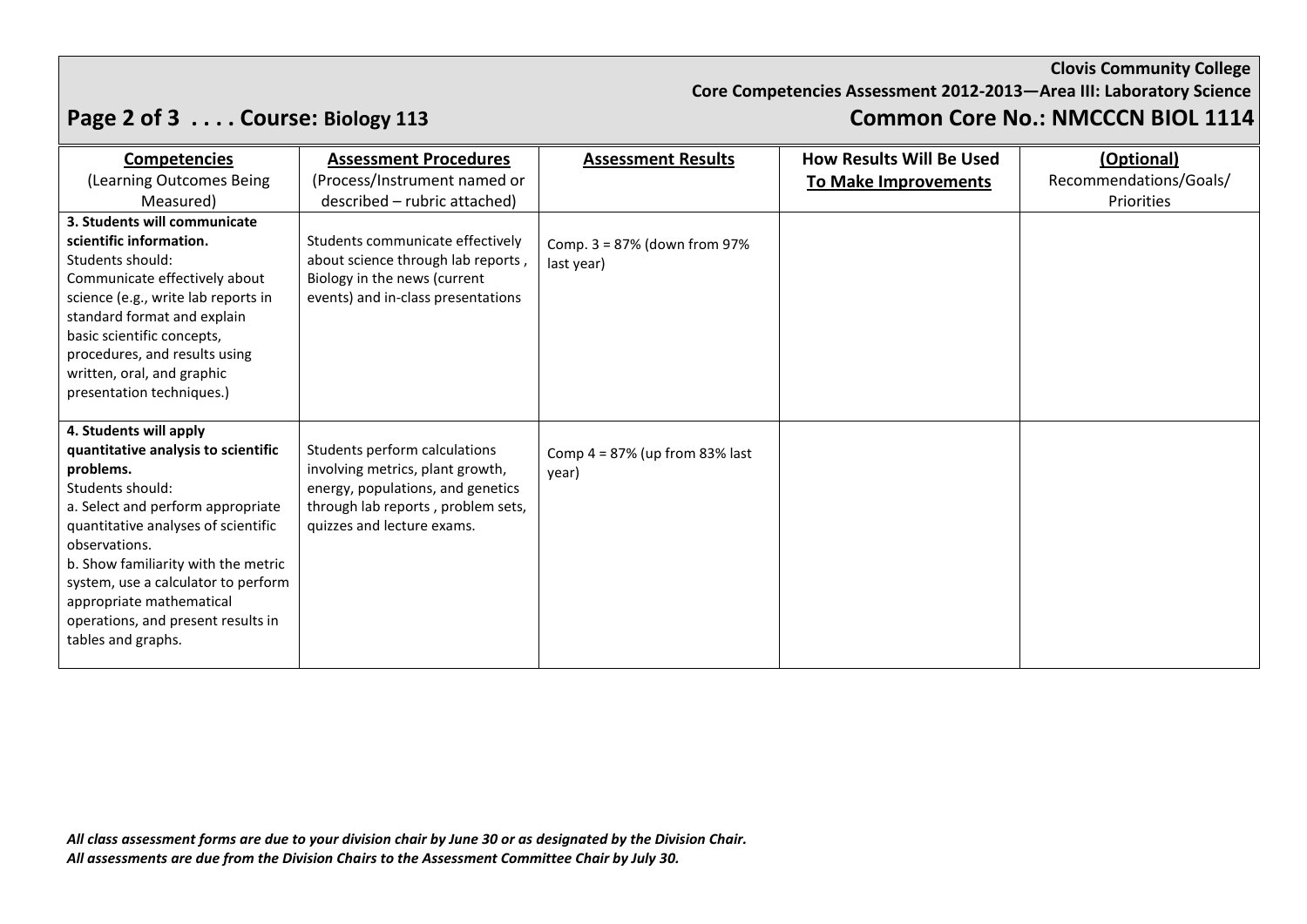**Clovis Community College**
**Core Competencies Assessment 2012-2013—Area III: Laboratory Science**

**Course: Biology 113** **Common Core No.: NMCCCN BIOL 1114**

| **Competencies** (Learning Outcomes Being Measured) | **Assessment Procedures** (Process/Instrument named or described – rubric attached) | **Assessment Results** | **How Results Will Be Used To Make Improvements** | **(Optional)** Recommendations/Goals/ Priorities |
|---|---|---|---|---|
| **3. Students will communicate scientific information.** Students should: Communicate effectively about science (e.g., write lab reports in standard format and explain basic scientific concepts, procedures, and results using written, oral, and graphic presentation techniques.) | Students communicate effectively about science through lab reports , Biology in the news (current events) and in-class presentations | Comp. 3 = 87% (down from 97% last year) | | |
| **4. Students will apply quantitative analysis to scientific problems.** Students should: a. Select and perform appropriate quantitative analyses of scientific observations. b. Show familiarity with the metric system, use a calculator to perform appropriate mathematical operations, and present results in tables and graphs. | Students perform calculations involving metrics, plant growth, energy, populations, and genetics through lab reports , problem sets, quizzes and lecture exams. | Comp 4 = 87% (up from 83% last year) | | |

*All class assessment forms are due to your division chair by June 30 or as designated by the Division Chair.*
*All assessments are due from the Division Chairs to the Assessment Committee Chair by July 30.*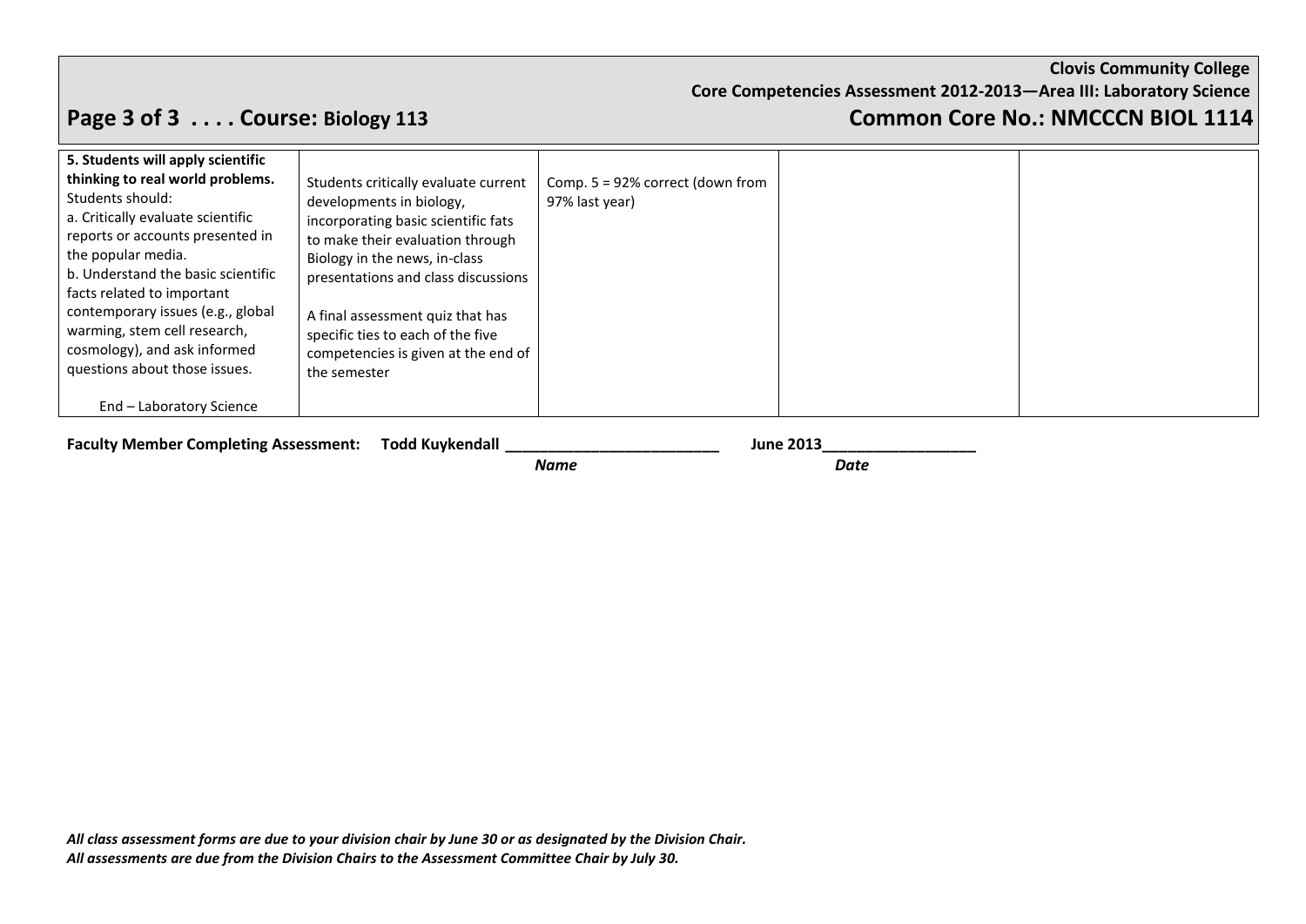**Clovis Community College**
**Core Competencies Assessment 2012-2013—Area III: Laboratory Science**

## Page 3 of 3 . . . . Course: Biology 113

## Common Core No.: NMCCCN BIOL 1114

| | | | | |
|---|---|---|---|---|
| **5. Students will apply scientific thinking to real world problems.** Students should:<br>a. Critically evaluate scientific reports or accounts presented in the popular media.<br>b. Understand the basic scientific facts related to important contemporary issues (e.g., global warming, stem cell research, cosmology), and ask informed questions about those issues.<br><br>End – Laboratory Science | Students critically evaluate current developments in biology, incorporating basic scientific fats to make their evaluation through Biology in the news, in-class presentations and class discussions<br><br>A final assessment quiz that has specific ties to each of the five competencies is given at the end of the semester | Comp. 5 = 92% correct (down from 97% last year) | | |

**Faculty Member Completing Assessment:** **Todd Kuykendall** ________________________ **June 2013**_________________

*Name* *Date*

***All class assessment forms are due to your division chair by June 30 or as designated by the Division Chair.***
***All assessments are due from the Division Chairs to the Assessment Committee Chair by July 30.***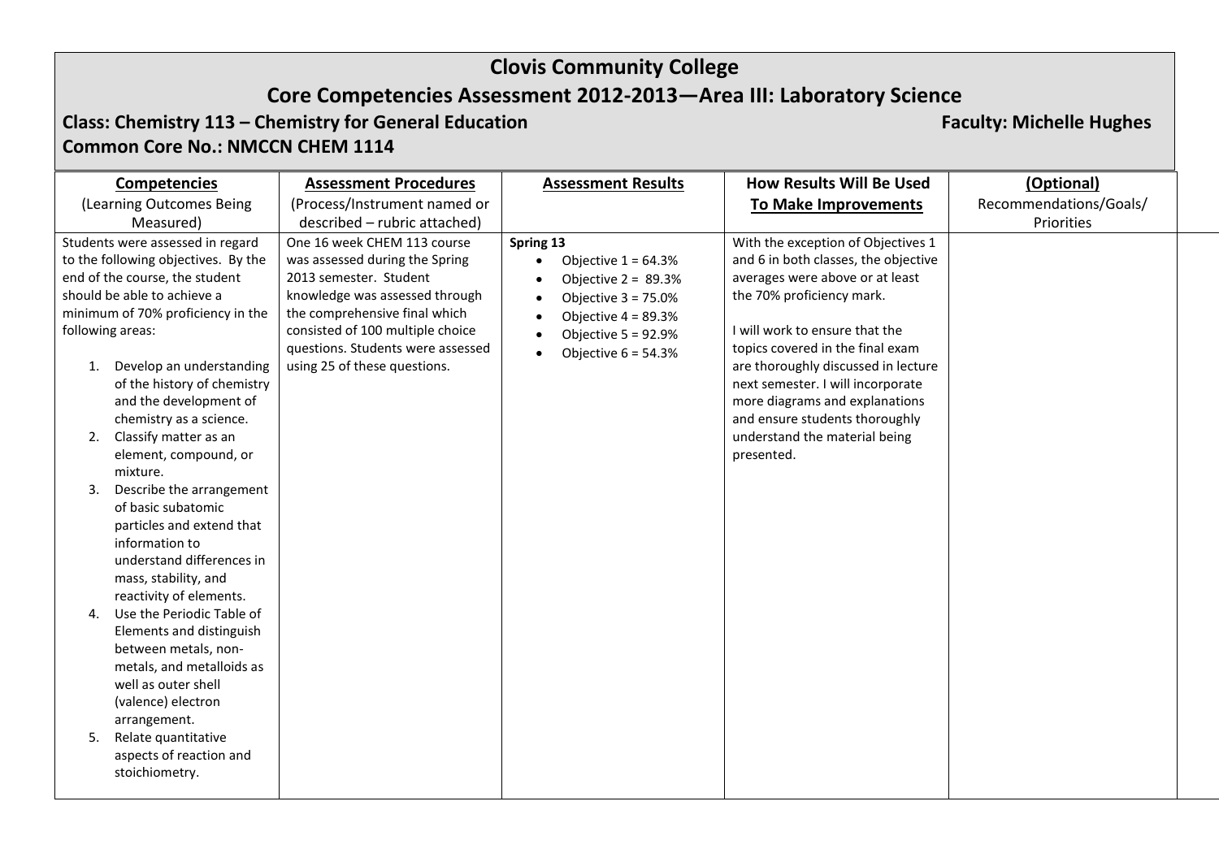# Clovis Community College

## Core Competencies Assessment 2012-2013—Area III: Laboratory Science

**Class: Chemistry 113 – Chemistry for General Education** **Faculty: Michelle Hughes**

**Common Core No.: NMCCN CHEM 1114**

| **Competencies** (Learning Outcomes Being Measured) | **Assessment Procedures** (Process/Instrument named or described – rubric attached) | **Assessment Results** | **How Results Will Be Used To Make Improvements** | **(Optional)** Recommendations/Goals/ Priorities |
|---|---|---|---|---|
| Students were assessed in regard to the following objectives. By the end of the course, the student should be able to achieve a minimum of 70% proficiency in the following areas:<br><br>1. Develop an understanding of the history of chemistry and the development of chemistry as a science.<br>2. Classify matter as an element, compound, or mixture.<br>3. Describe the arrangement of basic subatomic particles and extend that information to understand differences in mass, stability, and reactivity of elements.<br>4. Use the Periodic Table of Elements and distinguish between metals, non-metals, and metalloids as well as outer shell (valence) electron arrangement.<br>5. Relate quantitative aspects of reaction and stoichiometry. | One 16 week CHEM 113 course was assessed during the Spring 2013 semester. Student knowledge was assessed through the comprehensive final which consisted of 100 multiple choice questions. Students were assessed using 25 of these questions. | **Spring 13**<br>• Objective 1 = 64.3%<br>• Objective 2 = 89.3%<br>• Objective 3 = 75.0%<br>• Objective 4 = 89.3%<br>• Objective 5 = 92.9%<br>• Objective 6 = 54.3% | With the exception of Objectives 1 and 6 in both classes, the objective averages were above or at least the 70% proficiency mark.<br><br>I will work to ensure that the topics covered in the final exam are thoroughly discussed in lecture next semester. I will incorporate more diagrams and explanations and ensure students thoroughly understand the material being presented. | |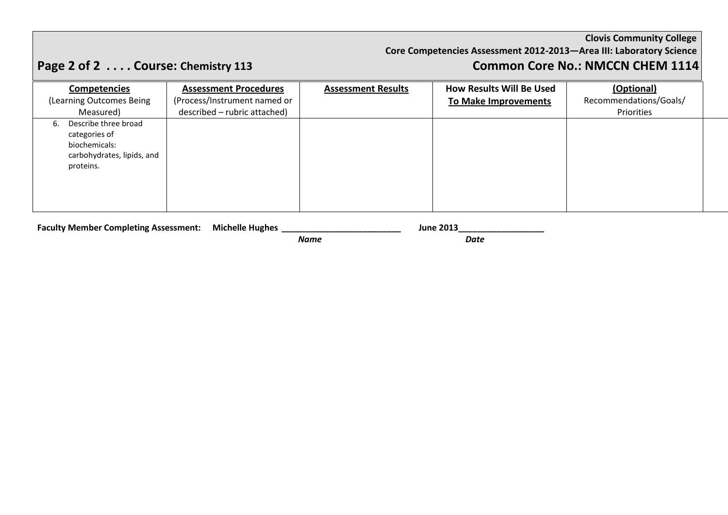**Clovis Community College**

**Core Competencies Assessment 2012-2013—Area III: Laboratory Science**

## Page 2 of 2 . . . . Course: Chemistry 113

## Common Core No.: NMCCN CHEM 1114

| **Competencies** (Learning Outcomes Being Measured) | **Assessment Procedures** (Process/Instrument named or described – rubric attached) | **Assessment Results** | **How Results Will Be Used To Make Improvements** | **(Optional)** Recommendations/Goals/ Priorities |
|---|---|---|---|---|
| 6. Describe three broad categories of biochemicals: carbohydrates, lipids, and proteins. | | | | |

**Faculty Member Completing Assessment: Michelle Hughes ______________________** *Name* **June 2013________________** *Date*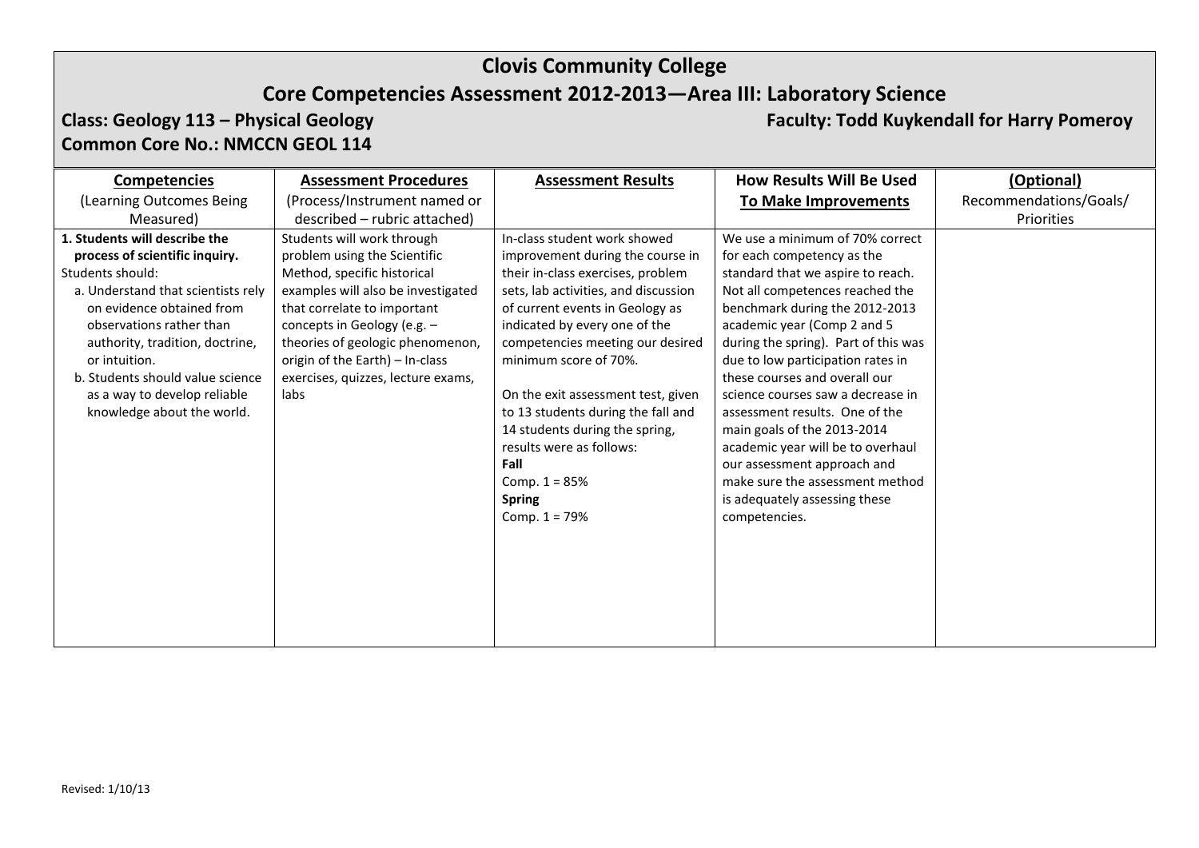# Clovis Community College

## Core Competencies Assessment 2012-2013—Area III: Laboratory Science

**Class: Geology 113 – Physical Geology** **Faculty: Todd Kuykendall for Harry Pomeroy**

**Common Core No.: NMCCN GEOL 114**

| **Competencies** (Learning Outcomes Being Measured) | **Assessment Procedures** (Process/Instrument named or described – rubric attached) | **Assessment Results** | **How Results Will Be Used To Make Improvements** | **(Optional)** Recommendations/Goals/ Priorities |
|---|---|---|---|---|
| **1. Students will describe the process of scientific inquiry.**<br>Students should:<br>a. Understand that scientists rely on evidence obtained from observations rather than authority, tradition, doctrine, or intuition.<br>b. Students should value science as a way to develop reliable knowledge about the world. | Students will work through problem using the Scientific Method, specific historical examples will also be investigated that correlate to important concepts in Geology (e.g. – theories of geologic phenomenon, origin of the Earth) – In-class exercises, quizzes, lecture exams, labs | In-class student work showed improvement during the course in their in-class exercises, problem sets, lab activities, and discussion of current events in Geology as indicated by every one of the competencies meeting our desired minimum score of 70%.<br><br>On the exit assessment test, given to 13 students during the fall and 14 students during the spring, results were as follows:<br>**Fall**<br>Comp. 1 = 85%<br>**Spring**<br>Comp. 1 = 79% | We use a minimum of 70% correct for each competency as the standard that we aspire to reach. Not all competences reached the benchmark during the 2012-2013 academic year (Comp 2 and 5 during the spring). Part of this was due to low participation rates in these courses and overall our science courses saw a decrease in assessment results. One of the main goals of the 2013-2014 academic year will be to overhaul our assessment approach and make sure the assessment method is adequately assessing these competencies. | |

Revised: 1/10/13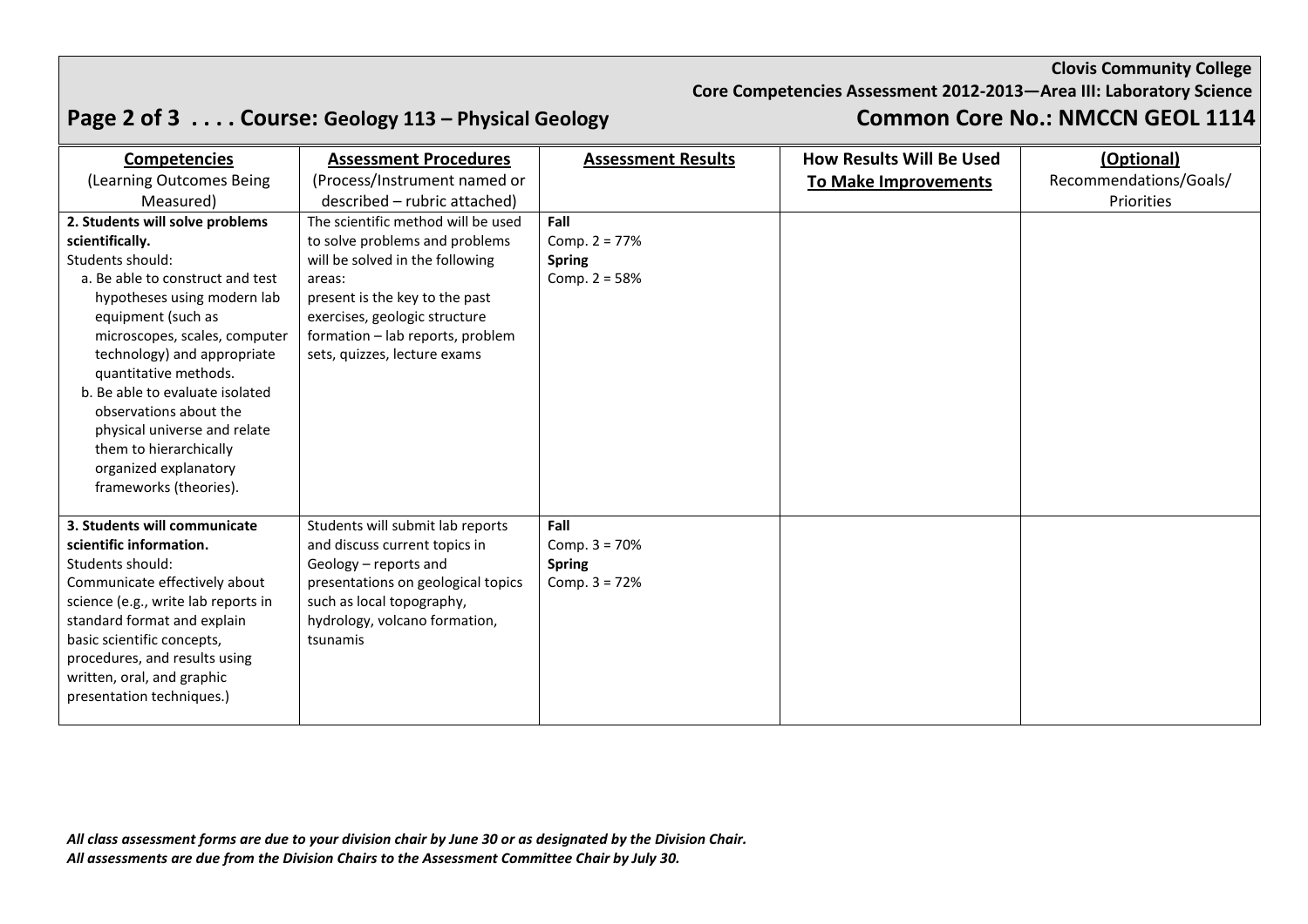**Clovis Community College**

**Core Competencies Assessment 2012-2013—Area III: Laboratory Science**

## Course: Geology 113 – Physical Geology

## Common Core No.: NMCCN GEOL 1114

| **Competencies** (Learning Outcomes Being Measured) | **Assessment Procedures** (Process/Instrument named or described – rubric attached) | **Assessment Results** | **How Results Will Be Used To Make Improvements** | **(Optional)** Recommendations/Goals/ Priorities |
|---|---|---|---|---|
| **2. Students will solve problems scientifically.** Students should: a. Be able to construct and test hypotheses using modern lab equipment (such as microscopes, scales, computer technology) and appropriate quantitative methods. b. Be able to evaluate isolated observations about the physical universe and relate them to hierarchically organized explanatory frameworks (theories). | The scientific method will be used to solve problems and problems will be solved in the following areas: present is the key to the past exercises, geologic structure formation – lab reports, problem sets, quizzes, lecture exams | **Fall** Comp. 2 = 77% **Spring** Comp. 2 = 58% | | |
| **3. Students will communicate scientific information.** Students should: Communicate effectively about science (e.g., write lab reports in standard format and explain basic scientific concepts, procedures, and results using written, oral, and graphic presentation techniques.) | Students will submit lab reports and discuss current topics in Geology – reports and presentations on geological topics such as local topography, hydrology, volcano formation, tsunamis | **Fall** Comp. 3 = 70% **Spring** Comp. 3 = 72% | | |

*All class assessment forms are due to your division chair by June 30 or as designated by the Division Chair.*
*All assessments are due from the Division Chairs to the Assessment Committee Chair by July 30.*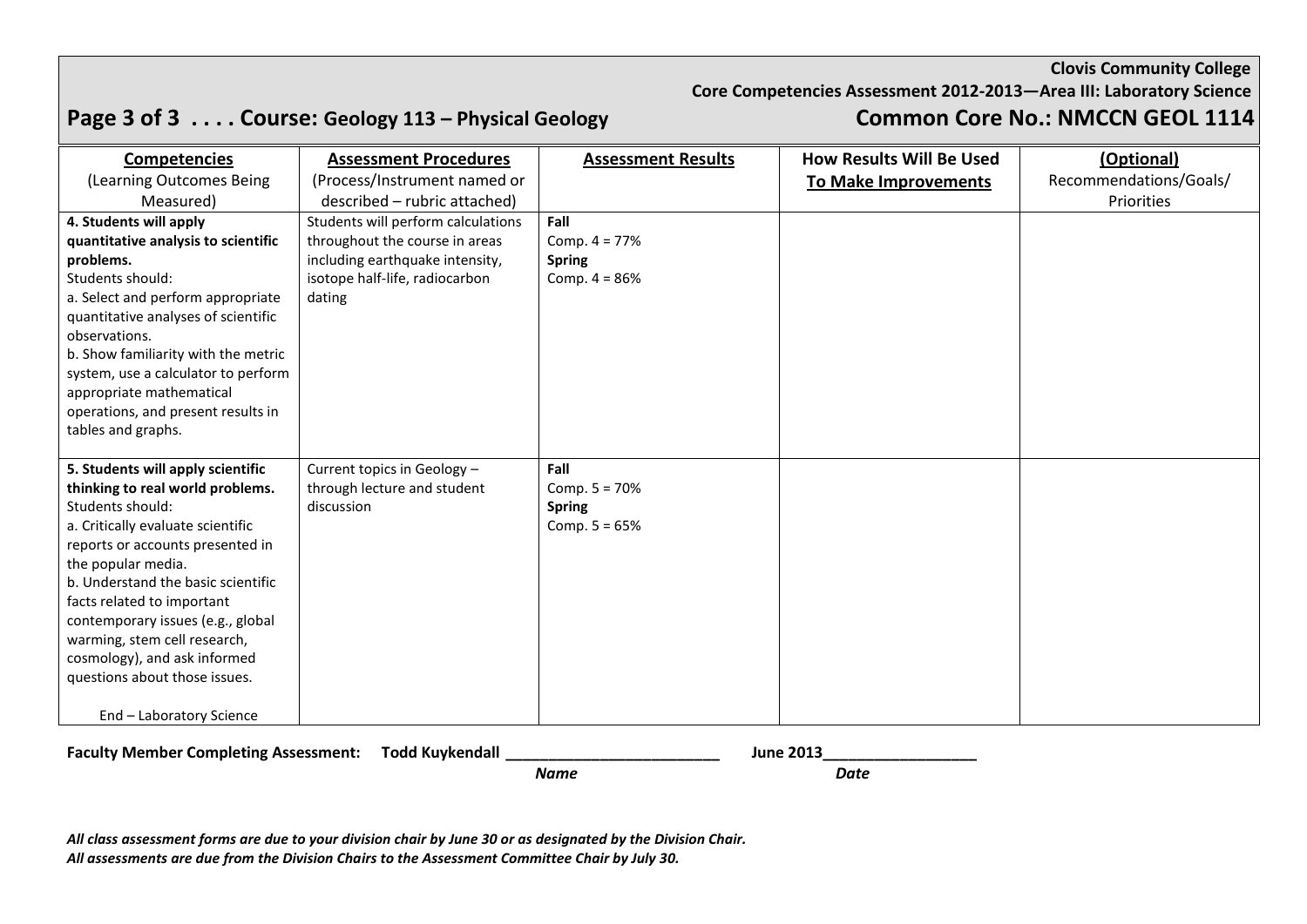**Clovis Community College**
**Core Competencies Assessment 2012-2013—Area III: Laboratory Science**

## Page 3 of 3 . . . . Course: Geology 113 – Physical Geology — Common Core No.: NMCCN GEOL 1114

| **Competencies** (Learning Outcomes Being Measured) | **Assessment Procedures** (Process/Instrument named or described – rubric attached) | **Assessment Results** | **How Results Will Be Used To Make Improvements** | **(Optional)** Recommendations/Goals/ Priorities |
|---|---|---|---|---|
| **4. Students will apply quantitative analysis to scientific problems.** Students should: a. Select and perform appropriate quantitative analyses of scientific observations. b. Show familiarity with the metric system, use a calculator to perform appropriate mathematical operations, and present results in tables and graphs. | Students will perform calculations throughout the course in areas including earthquake intensity, isotope half-life, radiocarbon dating | **Fall** Comp. 4 = 77% **Spring** Comp. 4 = 86% | | |
| **5. Students will apply scientific thinking to real world problems.** Students should: a. Critically evaluate scientific reports or accounts presented in the popular media. b. Understand the basic scientific facts related to important contemporary issues (e.g., global warming, stem cell research, cosmology), and ask informed questions about those issues. End – Laboratory Science | Current topics in Geology – through lecture and student discussion | **Fall** Comp. 5 = 70% **Spring** Comp. 5 = 65% | | |

**Faculty Member Completing Assessment:** **Todd Kuykendall** ____________________ *Name* **June 2013**____________________ *Date*

***All class assessment forms are due to your division chair by June 30 or as designated by the Division Chair.***
***All assessments are due from the Division Chairs to the Assessment Committee Chair by July 30.***